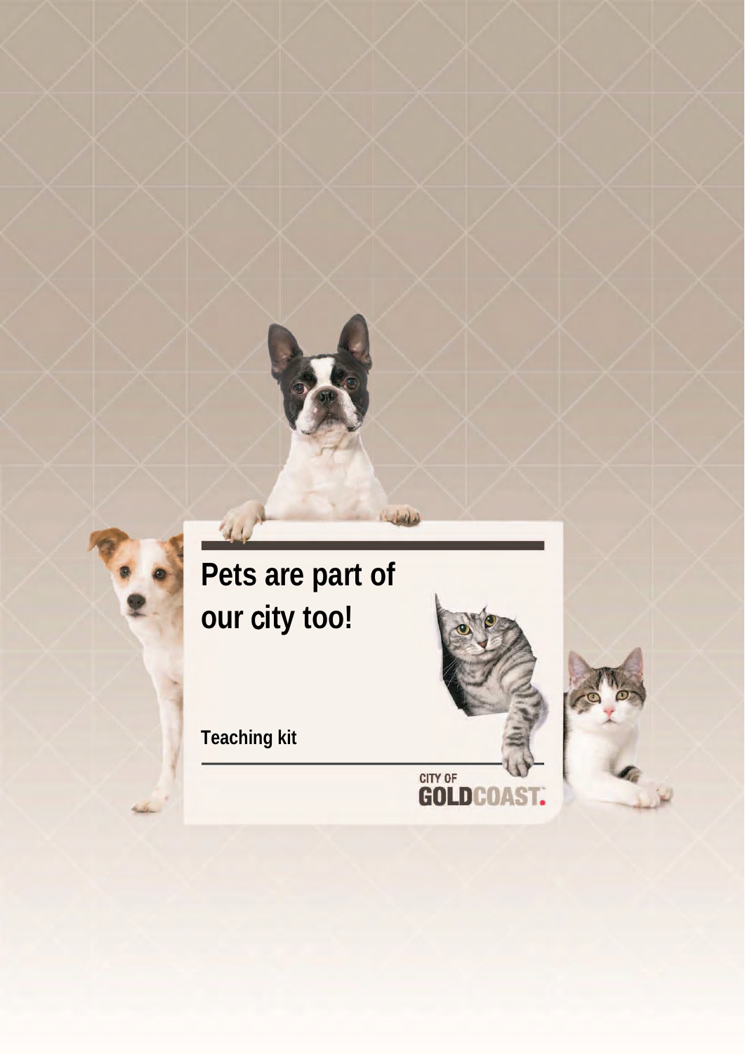# Pets are part of our city too!

**Teaching kit**

CITY OF GOLDCOAST.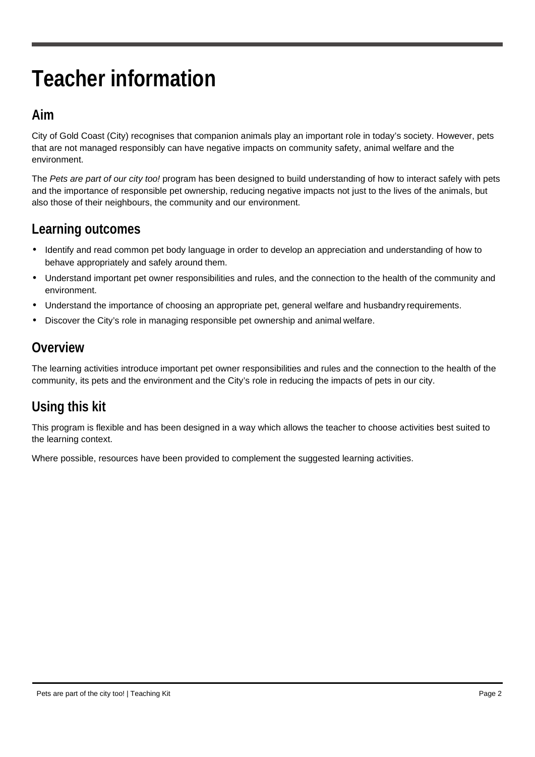# Teacher information

## Aim

City of Gold Coast (City) recognises that companion animals play an important role in today's society. However, pets that are not managed responsibly can have negative impacts on community safety, animal welfare and the environment.

The *Pets are part of our city too!* program has been designed to build understanding of how to interact safely with pets and the importance of responsible pet ownership, reducing negative impacts not just to the lives of the animals, but also those of their neighbours, the community and our environment.

## Learning outcomes

- Identify and read common pet body language in order to develop an appreciation and understanding of how to behave appropriately and safely around them.
- Understand important pet owner responsibilities and rules, and the connection to the health of the community and environment.
- Understand the importance of choosing an appropriate pet, general welfare and husbandry requirements.
- Discover the City's role in managing responsible pet ownership and animal welfare.

## Overview

The learning activities introduce important pet owner responsibilities and rules and the connection to the health of the community, its pets and the environment and the City's role in reducing the impacts of pets in our city.

## Using this kit

This program is flexible and has been designed in a way which allows the teacher to choose activities best suited to the learning context.

Where possible, resources have been provided to complement the suggested learning activities.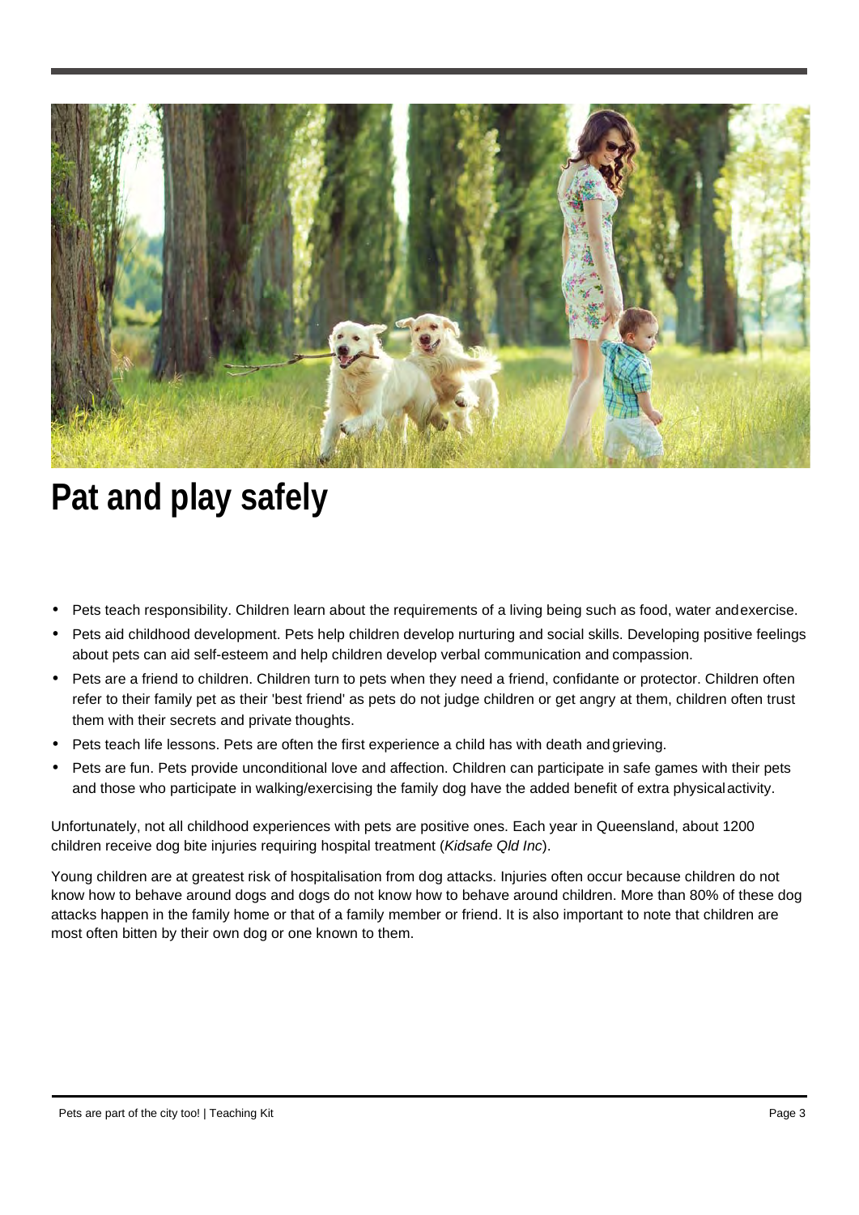# Pat and play safely

- Pets teach responsibility. Children learn about the requirements of a living being such as food, water and exercise.
- Pets aid childhood development. Pets help children develop nurturing and social skills. Developing positive feelings about pets can aid self-esteem and help children develop verbal communication and compassion.
- Pets are a friend to children. Children turn to pets when they need a friend, confidante or protector. Children often refer to their family pet as their 'best friend' as pets do not judge children or get angry at them, children often trust them with their secrets and private thoughts.
- Pets teach life lessons. Pets are often the first experience a child has with death and grieving.
- Pets are fun. Pets provide unconditional love and affection. Children can participate in safe games with their pets and those who participate in walking/exercising the family dog have the added benefit of extra physical activity.

Unfortunately, not all childhood experiences with pets are positive ones. Each year in Queensland, about 1200 children receive dog bite injuries requiring hospital treatment (*Kidsafe Qld Inc*).

Young children are at greatest risk of hospitalisation from dog attacks. Injuries often occur because children do not know how to behave around dogs and dogs do not know how to behave around children. More than 80% of these dog attacks happen in the family home or that of a family member or friend. It is also important to note that children are most often bitten by their own dog or one known to them.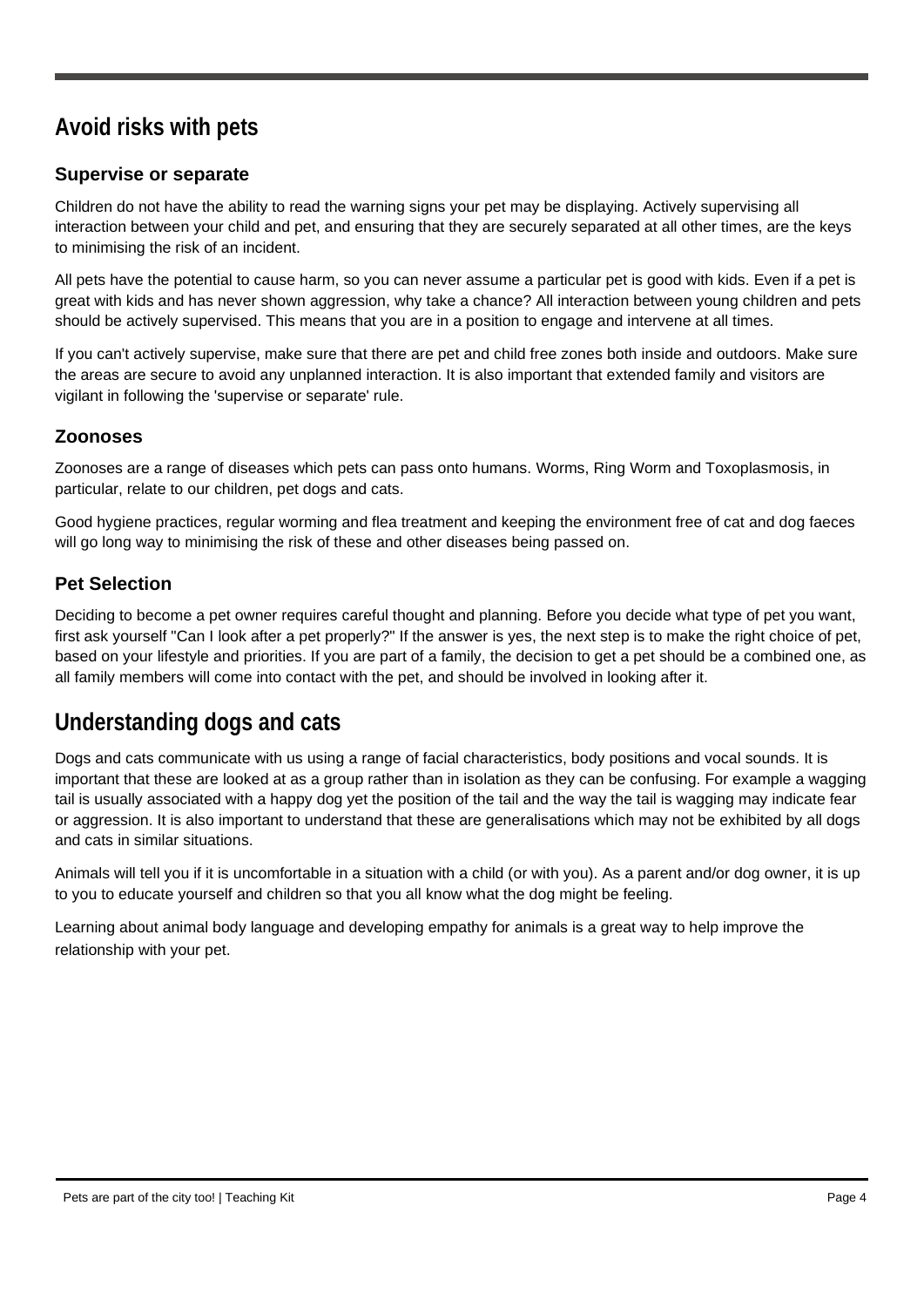## Avoid risks with pets

### Supervise or separate

Children do not have the ability to read the warning signs your pet may be displaying. Actively supervising all interaction between your child and pet, and ensuring that they are securely separated at all other times, are the keys to minimising the risk of an incident.

All pets have the potential to cause harm, so you can never assume a particular pet is good with kids. Even if a pet is great with kids and has never shown aggression, why take a chance? All interaction between young children and pets should be actively supervised. This means that you are in a position to engage and intervene at all times.

If you can't actively supervise, make sure that there are pet and child free zones both inside and outdoors. Make sure the areas are secure to avoid any unplanned interaction. It is also important that extended family and visitors are vigilant in following the 'supervise or separate' rule.

### Zoonoses

Zoonoses are a range of diseases which pets can pass onto humans. Worms, Ring Worm and Toxoplasmosis, in particular, relate to our children, pet dogs and cats.

Good hygiene practices, regular worming and flea treatment and keeping the environment free of cat and dog faeces will go long way to minimising the risk of these and other diseases being passed on.

### Pet Selection

Deciding to become a pet owner requires careful thought and planning. Before you decide what type of pet you want, first ask yourself "Can I look after a pet properly?" If the answer is yes, the next step is to make the right choice of pet, based on your lifestyle and priorities. If you are part of a family, the decision to get a pet should be a combined one, as all family members will come into contact with the pet, and should be involved in looking after it.

## Understanding dogs and cats

Dogs and cats communicate with us using a range of facial characteristics, body positions and vocal sounds. It is important that these are looked at as a group rather than in isolation as they can be confusing. For example a wagging tail is usually associated with a happy dog yet the position of the tail and the way the tail is wagging may indicate fear or aggression. It is also important to understand that these are generalisations which may not be exhibited by all dogs and cats in similar situations.

Animals will tell you if it is uncomfortable in a situation with a child (or with you). As a parent and/or dog owner, it is up to you to educate yourself and children so that you all know what the dog might be feeling.

Learning about animal body language and developing empathy for animals is a great way to help improve the relationship with your pet.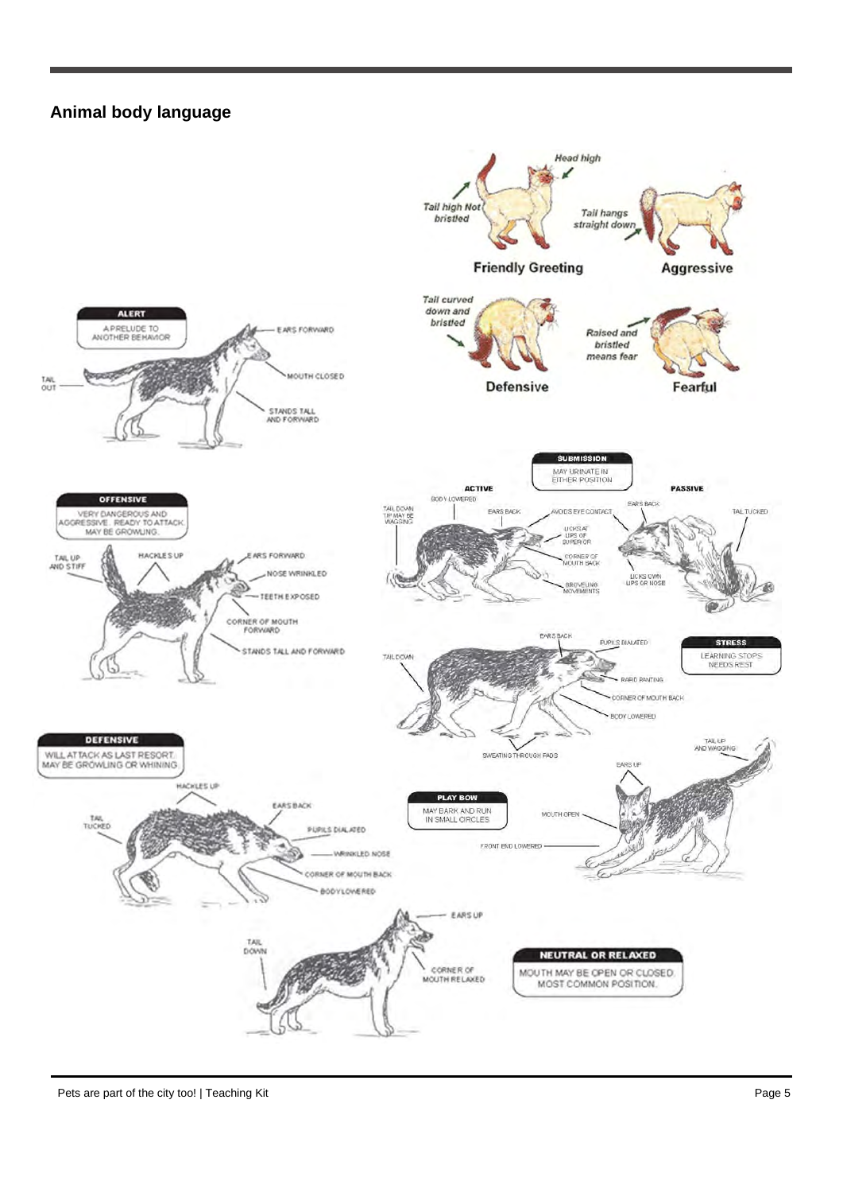## Animal body language

**Friendly Greeting**
- Head high
- Tail high Not bristled

**Aggressive**
- Tail hangs straight down

**Defensive**
- Tail curved down and bristled

**Fearful**
- Raised and bristled means fear

**ALERT**
A PRELUDE TO ANOTHER BEHAVIOR
- EARS FORWARD
- MOUTH CLOSED
- TAIL OUT
- STANDS TALL AND FORWARD

**OFFENSIVE**
VERY DANGEROUS AND AGGRESSIVE. READY TO ATTACK. MAY BE GROWLING.
- TAIL UP AND STIFF
- HACKLES UP
- EARS FORWARD
- NOSE WRINKLED
- TEETH EXPOSED
- CORNER OF MOUTH FORWARD
- STANDS TALL AND FORWARD

**DEFENSIVE**
WILL ATTACK AS LAST RESORT. MAY BE GROWLING OR WHINING.
- HACKLES UP
- EARS BACK
- TAIL TUCKED
- PUPILS DIALATED
- WRINKLED NOSE
- CORNER OF MOUTH BACK
- BODY LOWERED

**SUBMISSION**
MAY URINATE IN EITHER POSITION

ACTIVE
- BODY LOWERED
- TAIL DOWN TIP MAY BE WAGGING
- EARS BACK
- LICKS AT LIPS OF SUPERIOR
- CORNER OF MOUTH BACK
- GROVELING MOVEMENTS

PASSIVE
- AVOIDS EYE CONTACT
- EARS BACK
- TAIL TUCKED
- LICKS OWN LIPS OR NOSE

**STRESS**
LEARNING STOPS. NEEDS REST.
- EARS BACK
- PUPILS DIALATED
- TAIL DOWN
- RAPID PANTING
- CORNER OF MOUTH BACK
- BODY LOWERED
- SWEATING THROUGH PADS

**PLAY BOW**
MAY BARK AND RUN IN SMALL CIRCLES
- TAIL UP AND WAGGING
- EARS UP
- MOUTH OPEN
- FRONT END LOWERED

**NEUTRAL OR RELAXED**
MOUTH MAY BE OPEN OR CLOSED. MOST COMMON POSITION.
- EARS UP
- TAIL DOWN
- CORNER OF MOUTH RELAXED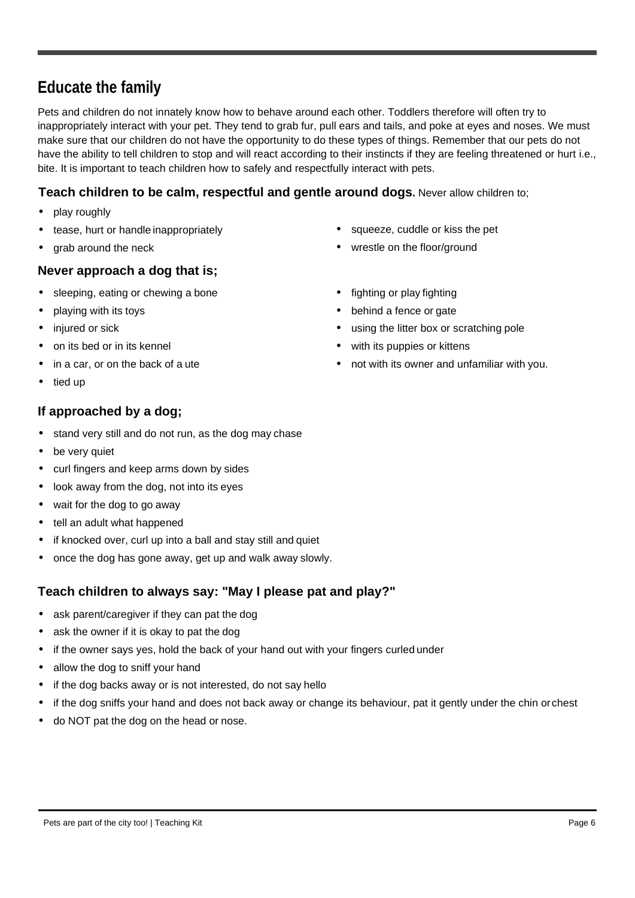## Educate the family

Pets and children do not innately know how to behave around each other. Toddlers therefore will often try to inappropriately interact with your pet. They tend to grab fur, pull ears and tails, and poke at eyes and noses. We must make sure that our children do not have the opportunity to do these types of things. Remember that our pets do not have the ability to tell children to stop and will react according to their instincts if they are feeling threatened or hurt i.e., bite. It is important to teach children how to safely and respectfully interact with pets.

**Teach children to be calm, respectful and gentle around dogs.** Never allow children to;

- play roughly
- tease, hurt or handle inappropriately
- grab around the neck
- squeeze, cuddle or kiss the pet
- wrestle on the floor/ground

### Never approach a dog that is;

- sleeping, eating or chewing a bone
- playing with its toys
- injured or sick
- on its bed or in its kennel
- in a car, or on the back of a ute
- tied up
- fighting or play fighting
- behind a fence or gate
- using the litter box or scratching pole
- with its puppies or kittens
- not with its owner and unfamiliar with you.

### If approached by a dog;

- stand very still and do not run, as the dog may chase
- be very quiet
- curl fingers and keep arms down by sides
- look away from the dog, not into its eyes
- wait for the dog to go away
- tell an adult what happened
- if knocked over, curl up into a ball and stay still and quiet
- once the dog has gone away, get up and walk away slowly.

### Teach children to always say: "May I please pat and play?"

- ask parent/caregiver if they can pat the dog
- ask the owner if it is okay to pat the dog
- if the owner says yes, hold the back of your hand out with your fingers curled under
- allow the dog to sniff your hand
- if the dog backs away or is not interested, do not say hello
- if the dog sniffs your hand and does not back away or change its behaviour, pat it gently under the chin or chest
- do NOT pat the dog on the head or nose.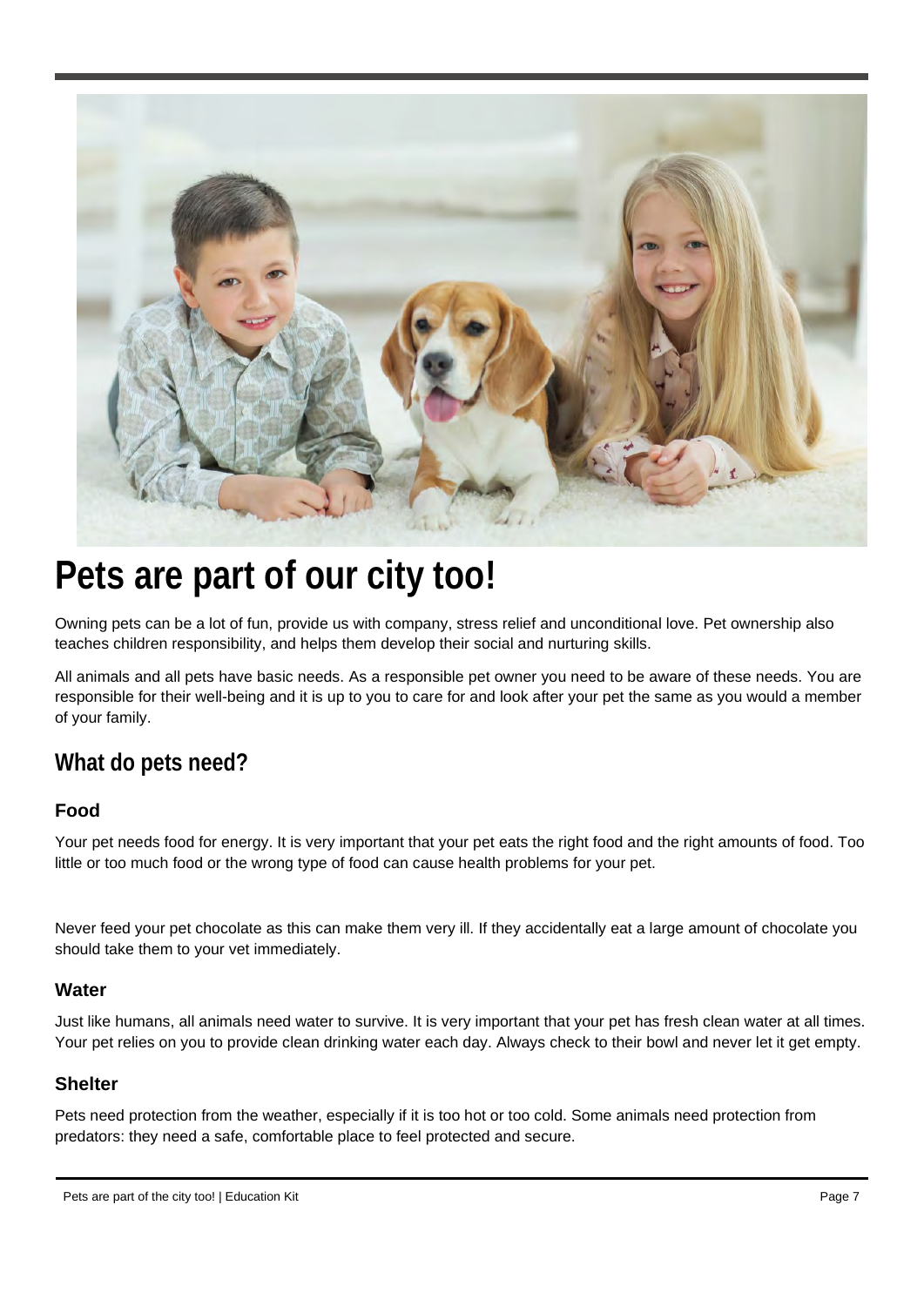# Pets are part of our city too!

Owning pets can be a lot of fun, provide us with company, stress relief and unconditional love. Pet ownership also teaches children responsibility, and helps them develop their social and nurturing skills.

All animals and all pets have basic needs. As a responsible pet owner you need to be aware of these needs. You are responsible for their well-being and it is up to you to care for and look after your pet the same as you would a member of your family.

## What do pets need?

### Food

Your pet needs food for energy. It is very important that your pet eats the right food and the right amounts of food. Too little or too much food or the wrong type of food can cause health problems for your pet.

Never feed your pet chocolate as this can make them very ill. If they accidentally eat a large amount of chocolate you should take them to your vet immediately.

### Water

Just like humans, all animals need water to survive. It is very important that your pet has fresh clean water at all times. Your pet relies on you to provide clean drinking water each day. Always check to their bowl and never let it get empty.

### Shelter

Pets need protection from the weather, especially if it is too hot or too cold. Some animals need protection from predators: they need a safe, comfortable place to feel protected and secure.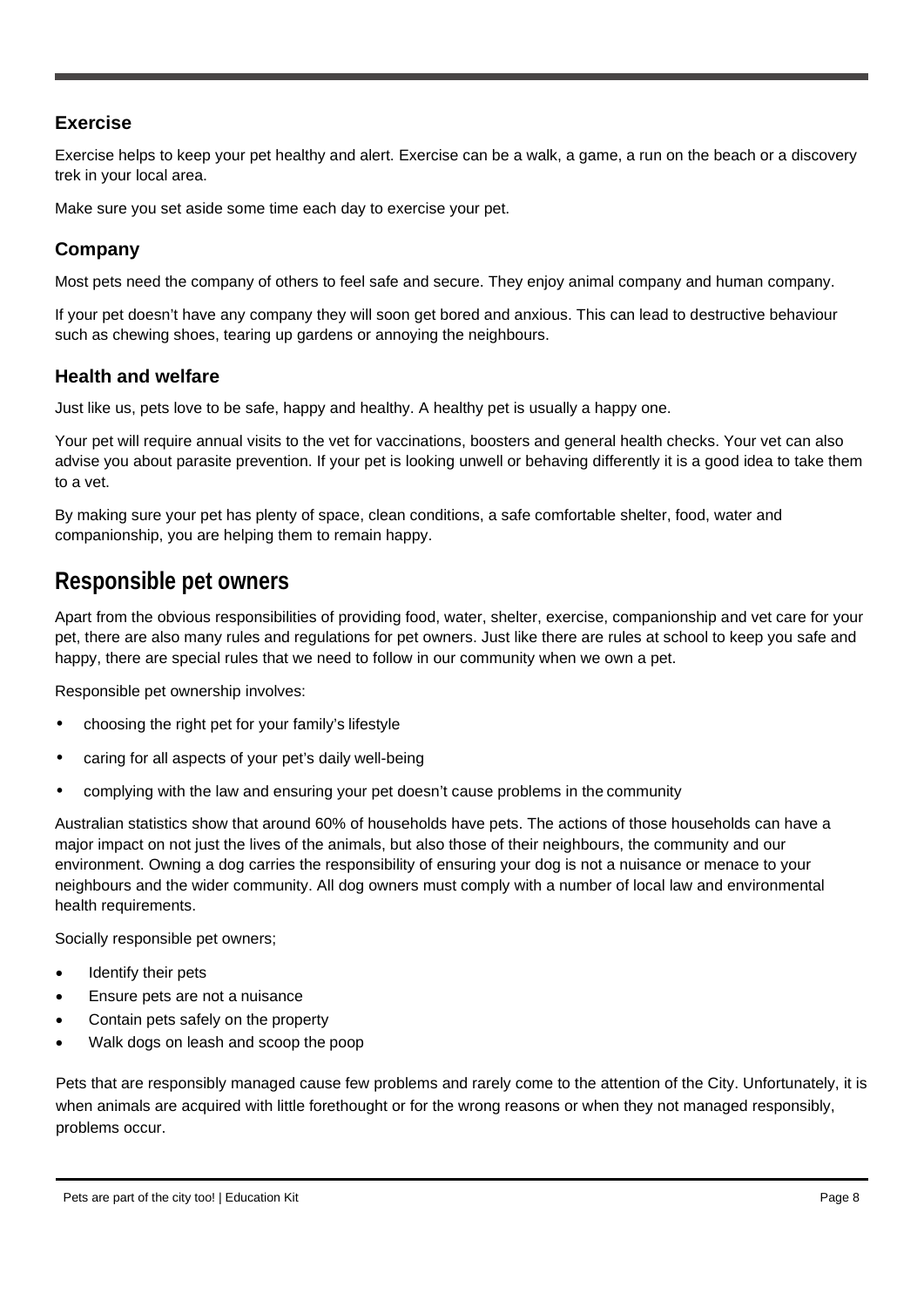### Exercise

Exercise helps to keep your pet healthy and alert. Exercise can be a walk, a game, a run on the beach or a discovery trek in your local area.

Make sure you set aside some time each day to exercise your pet.

### Company

Most pets need the company of others to feel safe and secure. They enjoy animal company and human company.

If your pet doesn't have any company they will soon get bored and anxious. This can lead to destructive behaviour such as chewing shoes, tearing up gardens or annoying the neighbours.

### Health and welfare

Just like us, pets love to be safe, happy and healthy. A healthy pet is usually a happy one.

Your pet will require annual visits to the vet for vaccinations, boosters and general health checks. Your vet can also advise you about parasite prevention. If your pet is looking unwell or behaving differently it is a good idea to take them to a vet.

By making sure your pet has plenty of space, clean conditions, a safe comfortable shelter, food, water and companionship, you are helping them to remain happy.

## Responsible pet owners

Apart from the obvious responsibilities of providing food, water, shelter, exercise, companionship and vet care for your pet, there are also many rules and regulations for pet owners. Just like there are rules at school to keep you safe and happy, there are special rules that we need to follow in our community when we own a pet.

Responsible pet ownership involves:

- choosing the right pet for your family's lifestyle
- caring for all aspects of your pet's daily well-being
- complying with the law and ensuring your pet doesn't cause problems in the community

Australian statistics show that around 60% of households have pets. The actions of those households can have a major impact on not just the lives of the animals, but also those of their neighbours, the community and our environment. Owning a dog carries the responsibility of ensuring your dog is not a nuisance or menace to your neighbours and the wider community. All dog owners must comply with a number of local law and environmental health requirements.

Socially responsible pet owners;

- Identify their pets
- Ensure pets are not a nuisance
- Contain pets safely on the property
- Walk dogs on leash and scoop the poop

Pets that are responsibly managed cause few problems and rarely come to the attention of the City. Unfortunately, it is when animals are acquired with little forethought or for the wrong reasons or when they not managed responsibly, problems occur.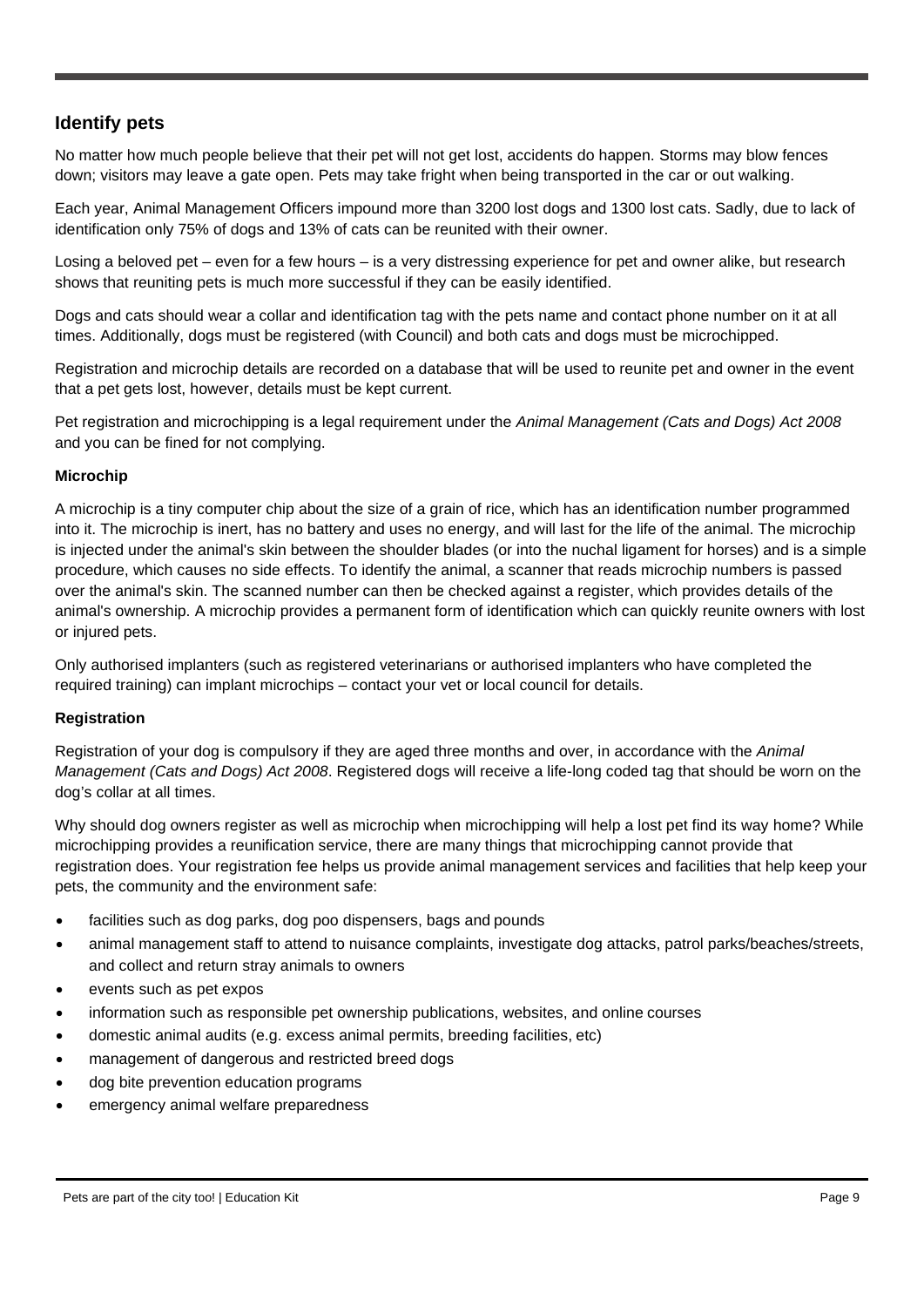## Identify pets

No matter how much people believe that their pet will not get lost, accidents do happen. Storms may blow fences down; visitors may leave a gate open. Pets may take fright when being transported in the car or out walking.

Each year, Animal Management Officers impound more than 3200 lost dogs and 1300 lost cats. Sadly, due to lack of identification only 75% of dogs and 13% of cats can be reunited with their owner.

Losing a beloved pet – even for a few hours – is a very distressing experience for pet and owner alike, but research shows that reuniting pets is much more successful if they can be easily identified.

Dogs and cats should wear a collar and identification tag with the pets name and contact phone number on it at all times. Additionally, dogs must be registered (with Council) and both cats and dogs must be microchipped.

Registration and microchip details are recorded on a database that will be used to reunite pet and owner in the event that a pet gets lost, however, details must be kept current.

Pet registration and microchipping is a legal requirement under the *Animal Management (Cats and Dogs) Act 2008* and you can be fined for not complying.

### Microchip

A microchip is a tiny computer chip about the size of a grain of rice, which has an identification number programmed into it. The microchip is inert, has no battery and uses no energy, and will last for the life of the animal. The microchip is injected under the animal's skin between the shoulder blades (or into the nuchal ligament for horses) and is a simple procedure, which causes no side effects. To identify the animal, a scanner that reads microchip numbers is passed over the animal's skin. The scanned number can then be checked against a register, which provides details of the animal's ownership. A microchip provides a permanent form of identification which can quickly reunite owners with lost or injured pets.

Only authorised implanters (such as registered veterinarians or authorised implanters who have completed the required training) can implant microchips – contact your vet or local council for details.

### Registration

Registration of your dog is compulsory if they are aged three months and over, in accordance with the *Animal Management (Cats and Dogs) Act 2008*. Registered dogs will receive a life-long coded tag that should be worn on the dog's collar at all times.

Why should dog owners register as well as microchip when microchipping will help a lost pet find its way home? While microchipping provides a reunification service, there are many things that microchipping cannot provide that registration does. Your registration fee helps us provide animal management services and facilities that help keep your pets, the community and the environment safe:

- facilities such as dog parks, dog poo dispensers, bags and pounds
- animal management staff to attend to nuisance complaints, investigate dog attacks, patrol parks/beaches/streets, and collect and return stray animals to owners
- events such as pet expos
- information such as responsible pet ownership publications, websites, and online courses
- domestic animal audits (e.g. excess animal permits, breeding facilities, etc)
- management of dangerous and restricted breed dogs
- dog bite prevention education programs
- emergency animal welfare preparedness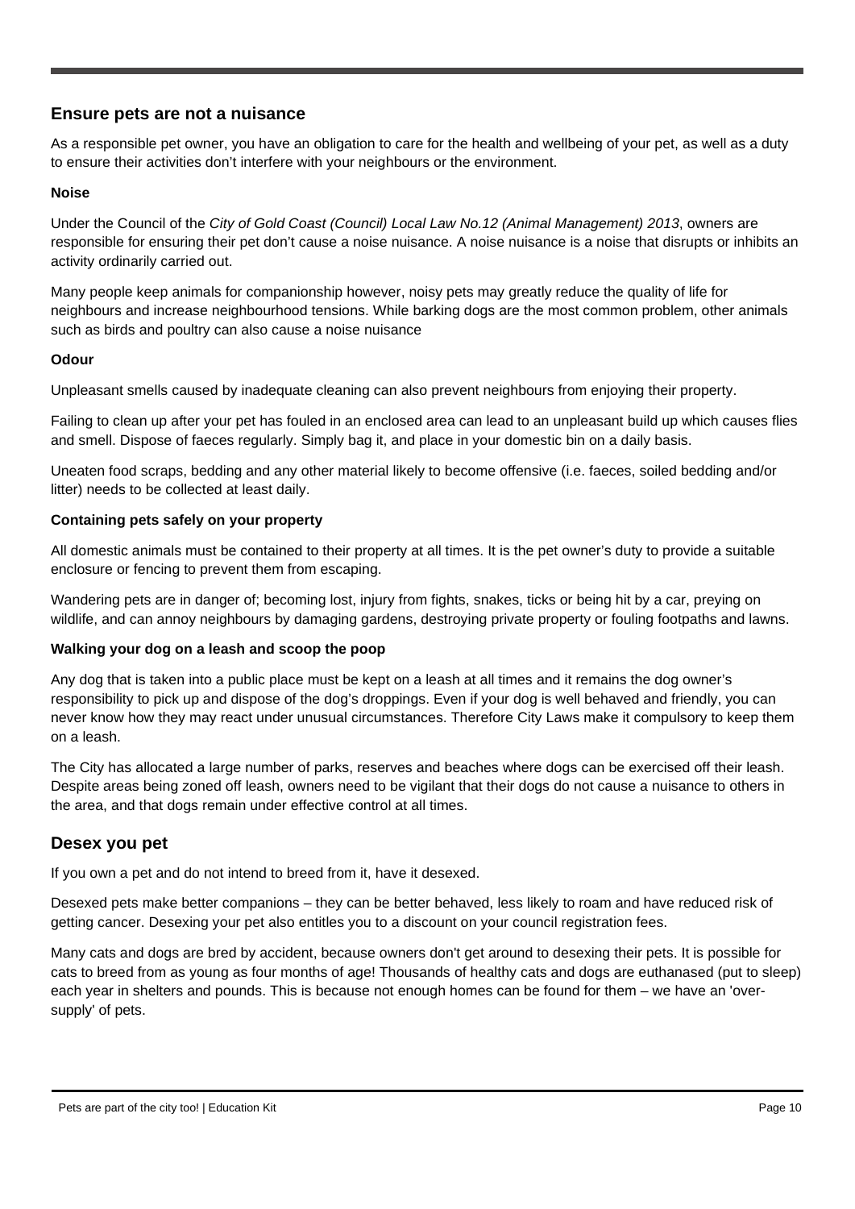## Ensure pets are not a nuisance

As a responsible pet owner, you have an obligation to care for the health and wellbeing of your pet, as well as a duty to ensure their activities don't interfere with your neighbours or the environment.

**Noise**

Under the Council of the *City of Gold Coast (Council) Local Law No.12 (Animal Management) 2013*, owners are responsible for ensuring their pet don't cause a noise nuisance. A noise nuisance is a noise that disrupts or inhibits an activity ordinarily carried out.

Many people keep animals for companionship however, noisy pets may greatly reduce the quality of life for neighbours and increase neighbourhood tensions. While barking dogs are the most common problem, other animals such as birds and poultry can also cause a noise nuisance

**Odour**

Unpleasant smells caused by inadequate cleaning can also prevent neighbours from enjoying their property.

Failing to clean up after your pet has fouled in an enclosed area can lead to an unpleasant build up which causes flies and smell. Dispose of faeces regularly. Simply bag it, and place in your domestic bin on a daily basis.

Uneaten food scraps, bedding and any other material likely to become offensive (i.e. faeces, soiled bedding and/or litter) needs to be collected at least daily.

**Containing pets safely on your property**

All domestic animals must be contained to their property at all times. It is the pet owner's duty to provide a suitable enclosure or fencing to prevent them from escaping.

Wandering pets are in danger of; becoming lost, injury from fights, snakes, ticks or being hit by a car, preying on wildlife, and can annoy neighbours by damaging gardens, destroying private property or fouling footpaths and lawns.

**Walking your dog on a leash and scoop the poop**

Any dog that is taken into a public place must be kept on a leash at all times and it remains the dog owner's responsibility to pick up and dispose of the dog's droppings. Even if your dog is well behaved and friendly, you can never know how they may react under unusual circumstances. Therefore City Laws make it compulsory to keep them on a leash.

The City has allocated a large number of parks, reserves and beaches where dogs can be exercised off their leash. Despite areas being zoned off leash, owners need to be vigilant that their dogs do not cause a nuisance to others in the area, and that dogs remain under effective control at all times.

## Desex you pet

If you own a pet and do not intend to breed from it, have it desexed.

Desexed pets make better companions – they can be better behaved, less likely to roam and have reduced risk of getting cancer. Desexing your pet also entitles you to a discount on your council registration fees.

Many cats and dogs are bred by accident, because owners don't get around to desexing their pets. It is possible for cats to breed from as young as four months of age! Thousands of healthy cats and dogs are euthanased (put to sleep) each year in shelters and pounds. This is because not enough homes can be found for them – we have an 'over-supply' of pets.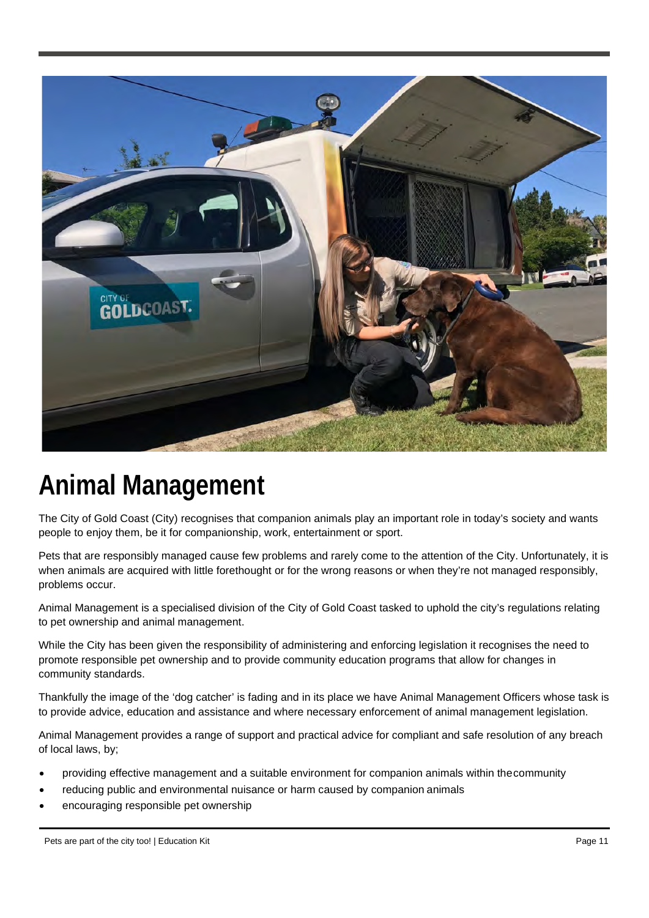# Animal Management

The City of Gold Coast (City) recognises that companion animals play an important role in today's society and wants people to enjoy them, be it for companionship, work, entertainment or sport.

Pets that are responsibly managed cause few problems and rarely come to the attention of the City. Unfortunately, it is when animals are acquired with little forethought or for the wrong reasons or when they're not managed responsibly, problems occur.

Animal Management is a specialised division of the City of Gold Coast tasked to uphold the city's regulations relating to pet ownership and animal management.

While the City has been given the responsibility of administering and enforcing legislation it recognises the need to promote responsible pet ownership and to provide community education programs that allow for changes in community standards.

Thankfully the image of the 'dog catcher' is fading and in its place we have Animal Management Officers whose task is to provide advice, education and assistance and where necessary enforcement of animal management legislation.

Animal Management provides a range of support and practical advice for compliant and safe resolution of any breach of local laws, by;

- providing effective management and a suitable environment for companion animals within the community
- reducing public and environmental nuisance or harm caused by companion animals
- encouraging responsible pet ownership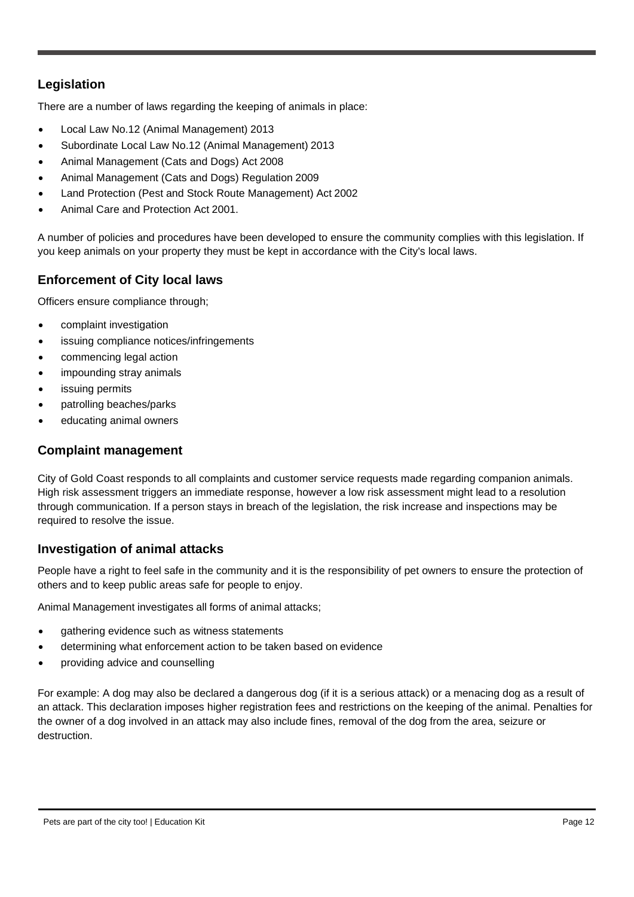## Legislation

There are a number of laws regarding the keeping of animals in place:

- Local Law No.12 (Animal Management) 2013
- Subordinate Local Law No.12 (Animal Management) 2013
- Animal Management (Cats and Dogs) Act 2008
- Animal Management (Cats and Dogs) Regulation 2009
- Land Protection (Pest and Stock Route Management) Act 2002
- Animal Care and Protection Act 2001.

A number of policies and procedures have been developed to ensure the community complies with this legislation. If you keep animals on your property they must be kept in accordance with the City's local laws.

## Enforcement of City local laws

Officers ensure compliance through;

- complaint investigation
- issuing compliance notices/infringements
- commencing legal action
- impounding stray animals
- issuing permits
- patrolling beaches/parks
- educating animal owners

## Complaint management

City of Gold Coast responds to all complaints and customer service requests made regarding companion animals. High risk assessment triggers an immediate response, however a low risk assessment might lead to a resolution through communication. If a person stays in breach of the legislation, the risk increase and inspections may be required to resolve the issue.

## Investigation of animal attacks

People have a right to feel safe in the community and it is the responsibility of pet owners to ensure the protection of others and to keep public areas safe for people to enjoy.

Animal Management investigates all forms of animal attacks;

- gathering evidence such as witness statements
- determining what enforcement action to be taken based on evidence
- providing advice and counselling

For example: A dog may also be declared a dangerous dog (if it is a serious attack) or a menacing dog as a result of an attack. This declaration imposes higher registration fees and restrictions on the keeping of the animal. Penalties for the owner of a dog involved in an attack may also include fines, removal of the dog from the area, seizure or destruction.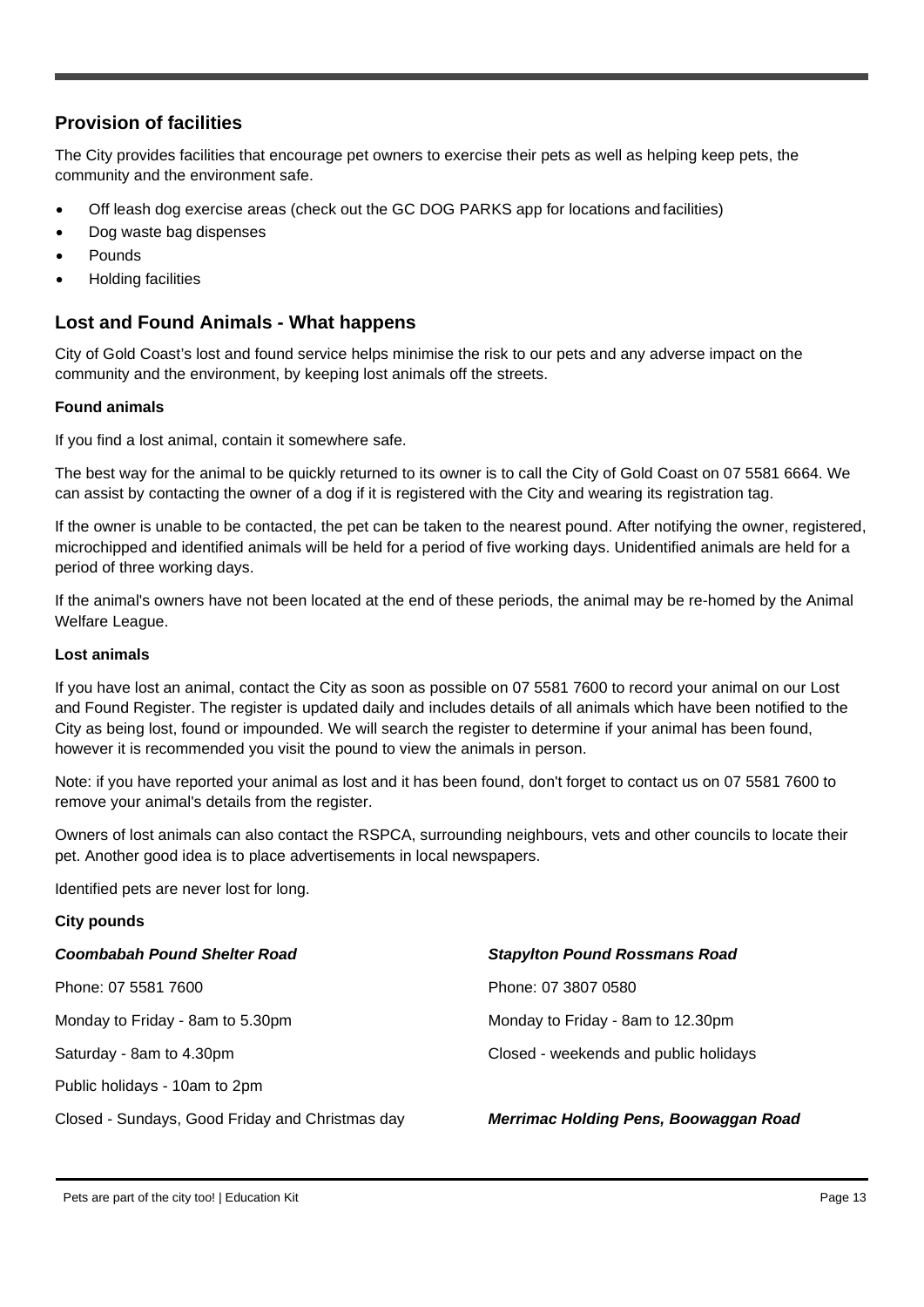## Provision of facilities

The City provides facilities that encourage pet owners to exercise their pets as well as helping keep pets, the community and the environment safe.

- Off leash dog exercise areas (check out the GC DOG PARKS app for locations and facilities)
- Dog waste bag dispenses
- Pounds
- Holding facilities

## Lost and Found Animals - What happens

City of Gold Coast's lost and found service helps minimise the risk to our pets and any adverse impact on the community and the environment, by keeping lost animals off the streets.

**Found animals**

If you find a lost animal, contain it somewhere safe.

The best way for the animal to be quickly returned to its owner is to call the City of Gold Coast on 07 5581 6664. We can assist by contacting the owner of a dog if it is registered with the City and wearing its registration tag.

If the owner is unable to be contacted, the pet can be taken to the nearest pound. After notifying the owner, registered, microchipped and identified animals will be held for a period of five working days. Unidentified animals are held for a period of three working days.

If the animal's owners have not been located at the end of these periods, the animal may be re-homed by the Animal Welfare League.

**Lost animals**

If you have lost an animal, contact the City as soon as possible on 07 5581 7600 to record your animal on our Lost and Found Register. The register is updated daily and includes details of all animals which have been notified to the City as being lost, found or impounded. We will search the register to determine if your animal has been found, however it is recommended you visit the pound to view the animals in person.

Note: if you have reported your animal as lost and it has been found, don't forget to contact us on 07 5581 7600 to remove your animal's details from the register.

Owners of lost animals can also contact the RSPCA, surrounding neighbours, vets and other councils to locate their pet. Another good idea is to place advertisements in local newspapers.

Identified pets are never lost for long.

**City pounds**

***Coombabah Pound Shelter Road***

Phone: 07 5581 7600

Monday to Friday - 8am to 5.30pm

Saturday - 8am to 4.30pm

Public holidays - 10am to 2pm

Closed - Sundays, Good Friday and Christmas day

***Stapylton Pound Rossmans Road***

Phone: 07 3807 0580

Monday to Friday - 8am to 12.30pm

Closed - weekends and public holidays

***Merrimac Holding Pens, Boowaggan Road***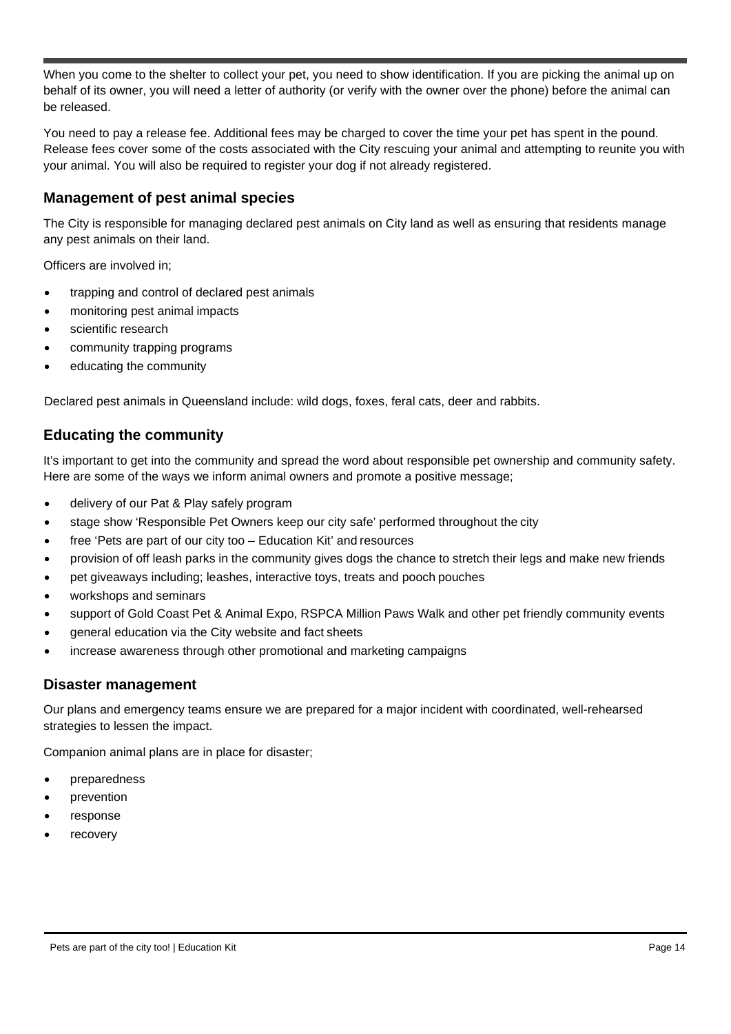When you come to the shelter to collect your pet, you need to show identification. If you are picking the animal up on behalf of its owner, you will need a letter of authority (or verify with the owner over the phone) before the animal can be released.

You need to pay a release fee. Additional fees may be charged to cover the time your pet has spent in the pound. Release fees cover some of the costs associated with the City rescuing your animal and attempting to reunite you with your animal. You will also be required to register your dog if not already registered.

## Management of pest animal species

The City is responsible for managing declared pest animals on City land as well as ensuring that residents manage any pest animals on their land.

Officers are involved in;

- trapping and control of declared pest animals
- monitoring pest animal impacts
- scientific research
- community trapping programs
- educating the community

Declared pest animals in Queensland include: wild dogs, foxes, feral cats, deer and rabbits.

## Educating the community

It's important to get into the community and spread the word about responsible pet ownership and community safety. Here are some of the ways we inform animal owners and promote a positive message;

- delivery of our Pat & Play safely program
- stage show 'Responsible Pet Owners keep our city safe' performed throughout the city
- free 'Pets are part of our city too – Education Kit' and resources
- provision of off leash parks in the community gives dogs the chance to stretch their legs and make new friends
- pet giveaways including; leashes, interactive toys, treats and pooch pouches
- workshops and seminars
- support of Gold Coast Pet & Animal Expo, RSPCA Million Paws Walk and other pet friendly community events
- general education via the City website and fact sheets
- increase awareness through other promotional and marketing campaigns

## Disaster management

Our plans and emergency teams ensure we are prepared for a major incident with coordinated, well-rehearsed strategies to lessen the impact.

Companion animal plans are in place for disaster;

- preparedness
- prevention
- response
- recovery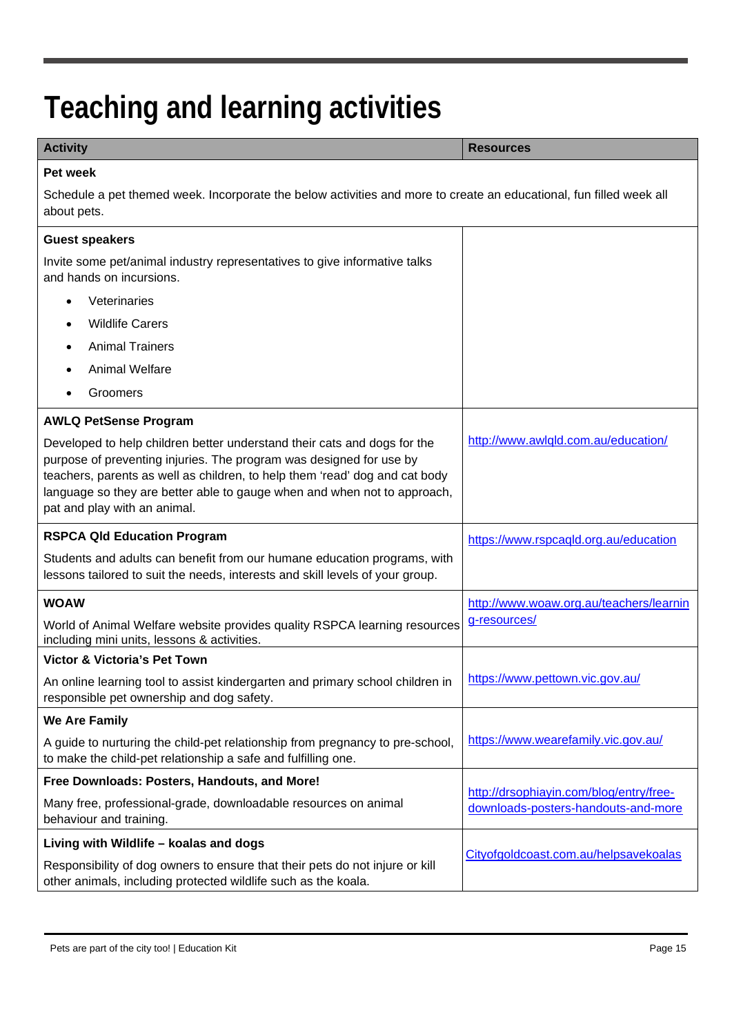# Teaching and learning activities

| Activity | Resources |
| --- | --- |
| **Pet week**<br>Schedule a pet themed week. Incorporate the below activities and more to create an educational, fun filled week all about pets. | |
| **Guest speakers**<br>Invite some pet/animal industry representatives to give informative talks and hands on incursions.<br>• Veterinaries<br>• Wildlife Carers<br>• Animal Trainers<br>• Animal Welfare<br>• Groomers | |
| **AWLQ PetSense Program**<br>Developed to help children better understand their cats and dogs for the purpose of preventing injuries. The program was designed for use by teachers, parents as well as children, to help them 'read' dog and cat body language so they are better able to gauge when and when not to approach, pat and play with an animal. | http://www.awlqld.com.au/education/ |
| **RSPCA Qld Education Program**<br>Students and adults can benefit from our humane education programs, with lessons tailored to suit the needs, interests and skill levels of your group. | https://www.rspcaqld.org.au/education |
| **WOAW**<br>World of Animal Welfare website provides quality RSPCA learning resources including mini units, lessons & activities. | http://www.woaw.org.au/teachers/learning-resources/ |
| **Victor & Victoria's Pet Town**<br>An online learning tool to assist kindergarten and primary school children in responsible pet ownership and dog safety. | https://www.pettown.vic.gov.au/ |
| **We Are Family**<br>A guide to nurturing the child-pet relationship from pregnancy to pre-school, to make the child-pet relationship a safe and fulfilling one. | https://www.wearefamily.vic.gov.au/ |
| **Free Downloads: Posters, Handouts, and More!**<br>Many free, professional-grade, downloadable resources on animal behaviour and training. | http://drsophiayin.com/blog/entry/free-downloads-posters-handouts-and-more |
| **Living with Wildlife – koalas and dogs**<br>Responsibility of dog owners to ensure that their pets do not injure or kill other animals, including protected wildlife such as the koala. | Cityofgoldcoast.com.au/helpsavekoalas |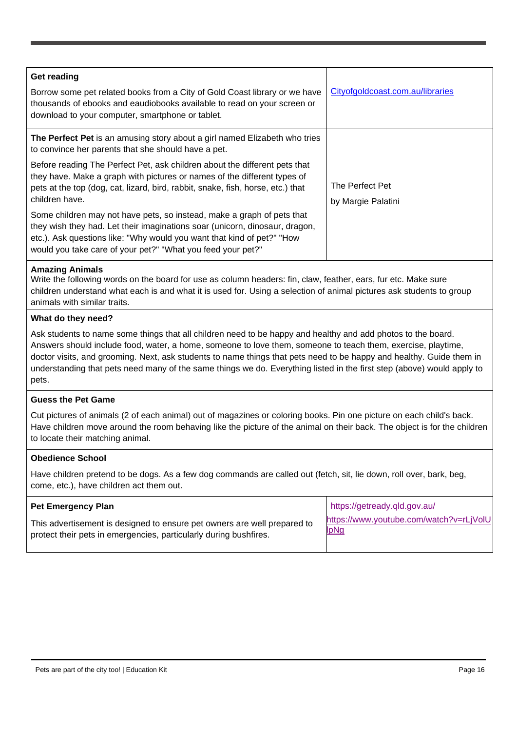| | |
|---|---|
| **Get reading**<br><br>Borrow some pet related books from a City of Gold Coast library or we have thousands of ebooks and eaudiobooks available to read on your screen or download to your computer, smartphone or tablet. | Cityofgoldcoast.com.au/libraries |
| **The Perfect Pet** is an amusing story about a girl named Elizabeth who tries to convince her parents that she should have a pet.<br><br>Before reading The Perfect Pet, ask children about the different pets that they have. Make a graph with pictures or names of the different types of pets at the top (dog, cat, lizard, bird, rabbit, snake, fish, horse, etc.) that children have.<br><br>Some children may not have pets, so instead, make a graph of pets that they wish they had. Let their imaginations soar (unicorn, dinosaur, dragon, etc.). Ask questions like: "Why would you want that kind of pet?" "How would you take care of your pet?" "What you feed your pet?" | The Perfect Pet<br><br>by Margie Palatini |

**Amazing Animals**

Write the following words on the board for use as column headers: fin, claw, feather, ears, fur etc. Make sure children understand what each is and what it is used for. Using a selection of animal pictures ask students to group animals with similar traits.

**What do they need?**

Ask students to name some things that all children need to be happy and healthy and add photos to the board. Answers should include food, water, a home, someone to love them, someone to teach them, exercise, playtime, doctor visits, and grooming. Next, ask students to name things that pets need to be happy and healthy. Guide them in understanding that pets need many of the same things we do. Everything listed in the first step (above) would apply to pets.

**Guess the Pet Game**

Cut pictures of animals (2 of each animal) out of magazines or coloring books. Pin one picture on each child's back. Have children move around the room behaving like the picture of the animal on their back. The object is for the children to locate their matching animal.

**Obedience School**

Have children pretend to be dogs. As a few dog commands are called out (fetch, sit, lie down, roll over, bark, beg, come, etc.), have children act them out.

| | |
|---|---|
| **Pet Emergency Plan**<br><br>This advertisement is designed to ensure pet owners are well prepared to protect their pets in emergencies, particularly during bushfires. | https://getready.qld.gov.au/<br><br>https://www.youtube.com/watch?v=rLjVolUlpNg |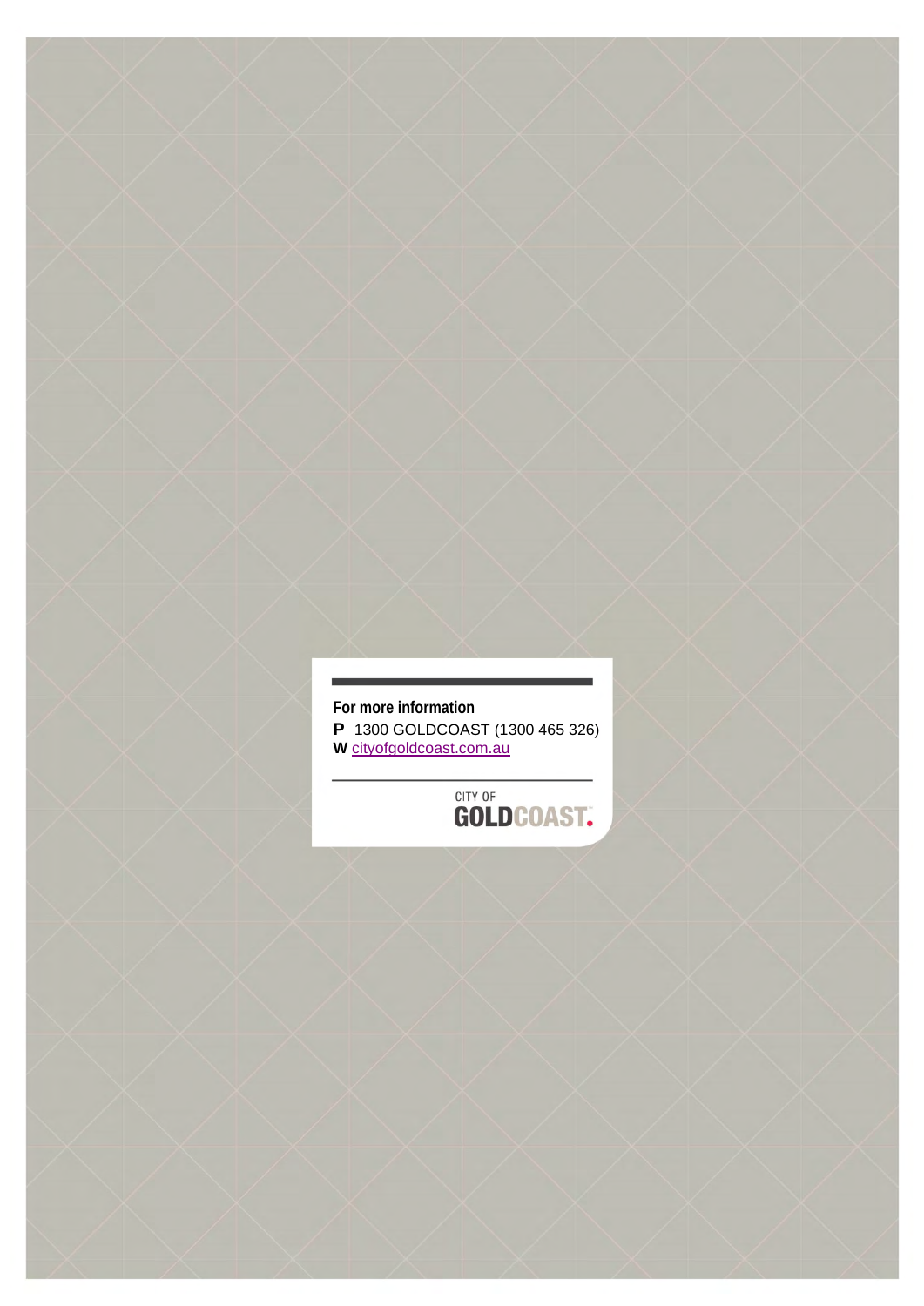**For more information**

**P** 1300 GOLDCOAST (1300 465 326)
**W** cityofgoldcoast.com.au

CITY OF
GOLDCOAST.